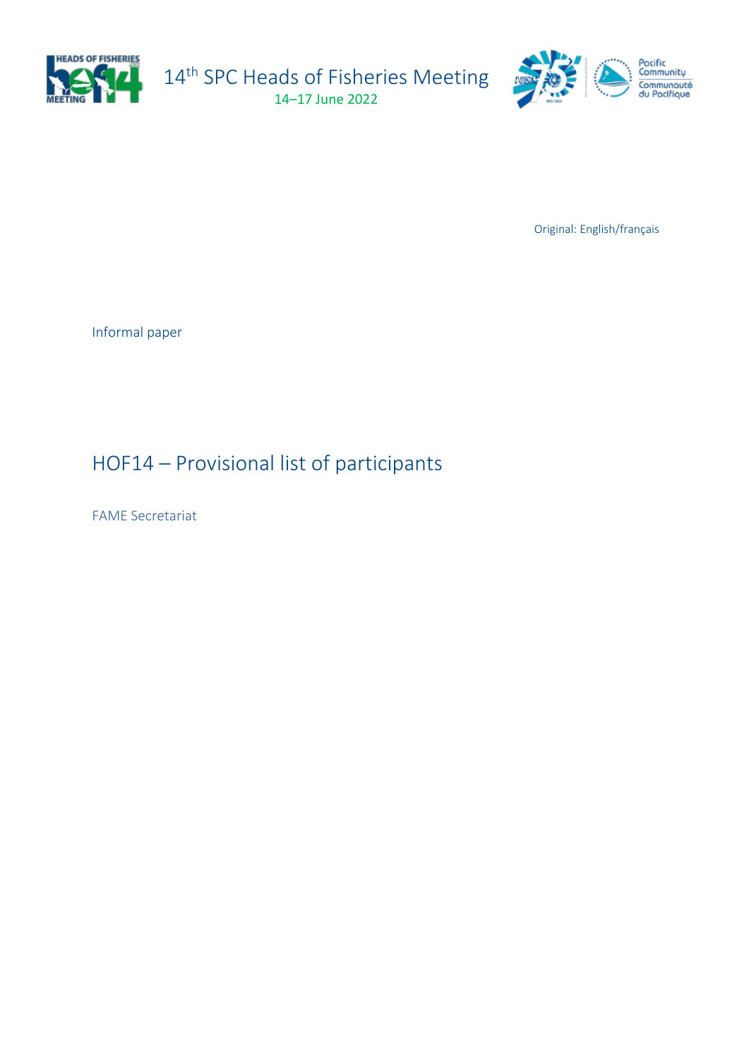14th SPC Heads of Fisheries Meeting

14–17 June 2022

Original: English/français

Informal paper

# HOF14 – Provisional list of participants

FAME Secretariat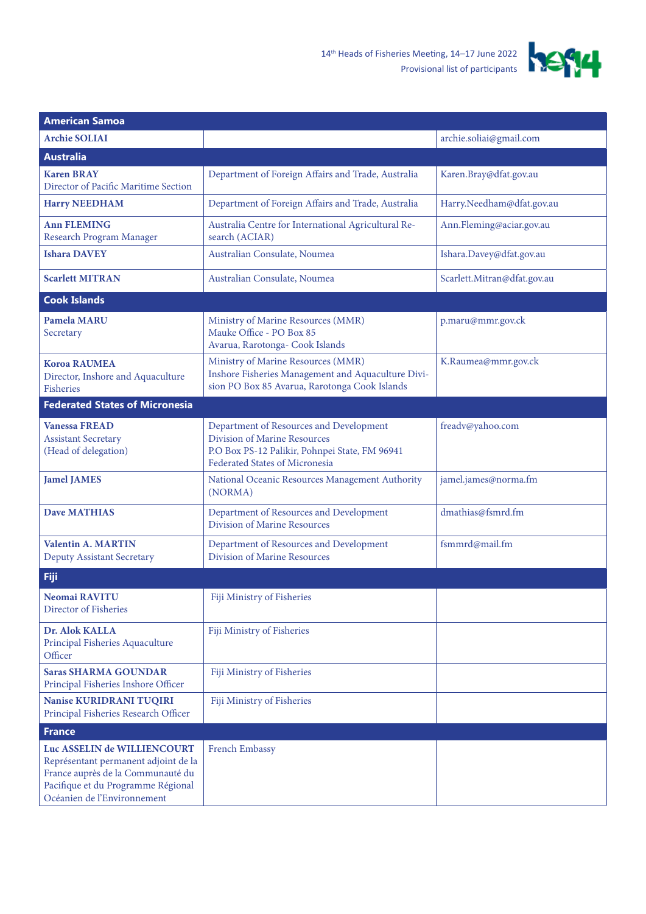| American Samoa | | |
|---|---|---|
| **Archie SOLIAI** | | archie.soliai@gmail.com |
| **Australia** | | |
| **Karen BRAY**<br>Director of Pacific Maritime Section | Department of Foreign Affairs and Trade, Australia | Karen.Bray@dfat.gov.au |
| **Harry NEEDHAM** | Department of Foreign Affairs and Trade, Australia | Harry.Needham@dfat.gov.au |
| **Ann FLEMING**<br>Research Program Manager | Australia Centre for International Agricultural Research (ACIAR) | Ann.Fleming@aciar.gov.au |
| **Ishara DAVEY** | Australian Consulate, Noumea | Ishara.Davey@dfat.gov.au |
| **Scarlett MITRAN** | Australian Consulate, Noumea | Scarlett.Mitran@dfat.gov.au |
| **Cook Islands** | | |
| **Pamela MARU**<br>Secretary | Ministry of Marine Resources (MMR)<br>Mauke Office - PO Box 85<br>Avarua, Rarotonga- Cook Islands | p.maru@mmr.gov.ck |
| **Koroa RAUMEA**<br>Director, Inshore and Aquaculture Fisheries | Ministry of Marine Resources (MMR)<br>Inshore Fisheries Management and Aquaculture Division PO Box 85 Avarua, Rarotonga Cook Islands | K.Raumea@mmr.gov.ck |
| **Federated States of Micronesia** | | |
| **Vanessa FREAD**<br>Assistant Secretary<br>(Head of delegation) | Department of Resources and Development<br>Division of Marine Resources<br>P.O Box PS-12 Palikir, Pohnpei State, FM 96941<br>Federated States of Micronesia | freadv@yahoo.com |
| **Jamel JAMES** | National Oceanic Resources Management Authority (NORMA) | jamel.james@norma.fm |
| **Dave MATHIAS** | Department of Resources and Development<br>Division of Marine Resources | dmathias@fsmrd.fm |
| **Valentin A. MARTIN**<br>Deputy Assistant Secretary | Department of Resources and Development<br>Division of Marine Resources | fsmmrd@mail.fm |
| **Fiji** | | |
| **Neomai RAVITU**<br>Director of Fisheries | Fiji Ministry of Fisheries | |
| **Dr. Alok KALLA**<br>Principal Fisheries Aquaculture Officer | Fiji Ministry of Fisheries | |
| **Saras SHARMA GOUNDAR**<br>Principal Fisheries Inshore Officer | Fiji Ministry of Fisheries | |
| **Nanise KURIDRANI TUQIRI**<br>Principal Fisheries Research Officer | Fiji Ministry of Fisheries | |
| **France** | | |
| **Luc ASSELIN de WILLIENCOURT**<br>Représentant permanent adjoint de la France auprès de la Communauté du Pacifique et du Programme Régional Océanien de l'Environnement | French Embassy | |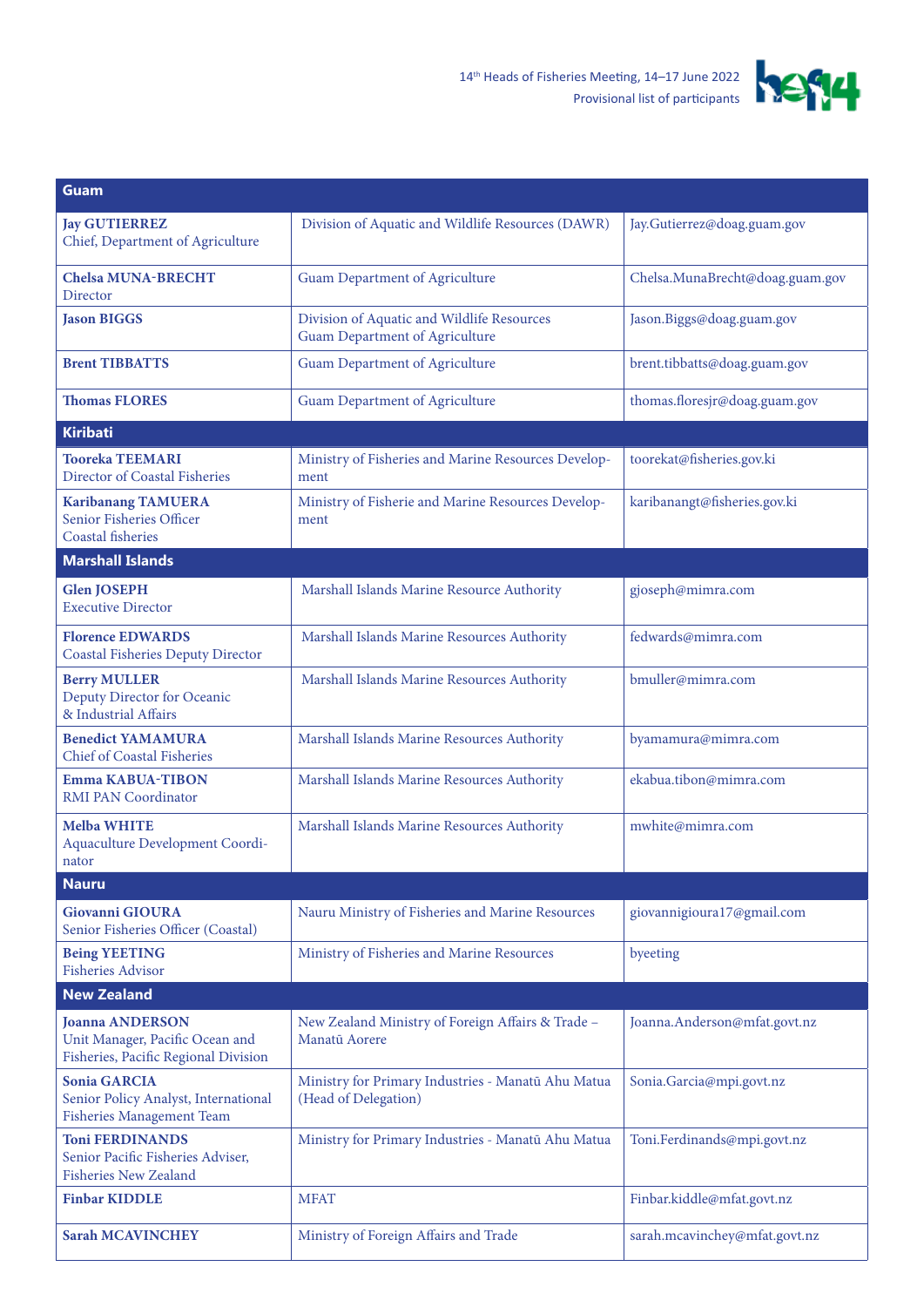| Guam | | |
|---|---|---|
| **Jay GUTIERREZ**<br>Chief, Department of Agriculture | Division of Aquatic and Wildlife Resources (DAWR) | Jay.Gutierrez@doag.guam.gov |
| **Chelsa MUNA-BRECHT**<br>Director | Guam Department of Agriculture | Chelsa.MunaBrecht@doag.guam.gov |
| **Jason BIGGS** | Division of Aquatic and Wildlife Resources<br>Guam Department of Agriculture | Jason.Biggs@doag.guam.gov |
| **Brent TIBBATTS** | Guam Department of Agriculture | brent.tibbatts@doag.guam.gov |
| **Thomas FLORES** | Guam Department of Agriculture | thomas.floresjr@doag.guam.gov |
| **Kiribati** | | |
| **Tooreka TEEMARI**<br>Director of Coastal Fisheries | Ministry of Fisheries and Marine Resources Development | toorekat@fisheries.gov.ki |
| **Karibanang TAMUERA**<br>Senior Fisheries Officer<br>Coastal fisheries | Ministry of Fisherie and Marine Resources Development | karibanangt@fisheries.gov.ki |
| **Marshall Islands** | | |
| **Glen JOSEPH**<br>Executive Director | Marshall Islands Marine Resource Authority | gjoseph@mimra.com |
| **Florence EDWARDS**<br>Coastal Fisheries Deputy Director | Marshall Islands Marine Resources Authority | fedwards@mimra.com |
| **Berry MULLER**<br>Deputy Director for Oceanic & Industrial Affairs | Marshall Islands Marine Resources Authority | bmuller@mimra.com |
| **Benedict YAMAMURA**<br>Chief of Coastal Fisheries | Marshall Islands Marine Resources Authority | byamamura@mimra.com |
| **Emma KABUA-TIBON**<br>RMI PAN Coordinator | Marshall Islands Marine Resources Authority | ekabua.tibon@mimra.com |
| **Melba WHITE**<br>Aquaculture Development Coordinator | Marshall Islands Marine Resources Authority | mwhite@mimra.com |
| **Nauru** | | |
| **Giovanni GIOURA**<br>Senior Fisheries Officer (Coastal) | Nauru Ministry of Fisheries and Marine Resources | giovannigioura17@gmail.com |
| **Being YEETING**<br>Fisheries Advisor | Ministry of Fisheries and Marine Resources | byeeting |
| **New Zealand** | | |
| **Joanna ANDERSON**<br>Unit Manager, Pacific Ocean and Fisheries, Pacific Regional Division | New Zealand Ministry of Foreign Affairs & Trade – Manatū Aorere | Joanna.Anderson@mfat.govt.nz |
| **Sonia GARCIA**<br>Senior Policy Analyst, International Fisheries Management Team | Ministry for Primary Industries - Manatū Ahu Matua (Head of Delegation) | Sonia.Garcia@mpi.govt.nz |
| **Toni FERDINANDS**<br>Senior Pacific Fisheries Adviser, Fisheries New Zealand | Ministry for Primary Industries - Manatū Ahu Matua | Toni.Ferdinands@mpi.govt.nz |
| **Finbar KIDDLE** | MFAT | Finbar.kiddle@mfat.govt.nz |
| **Sarah MCAVINCHEY** | Ministry of Foreign Affairs and Trade | sarah.mcavinchey@mfat.govt.nz |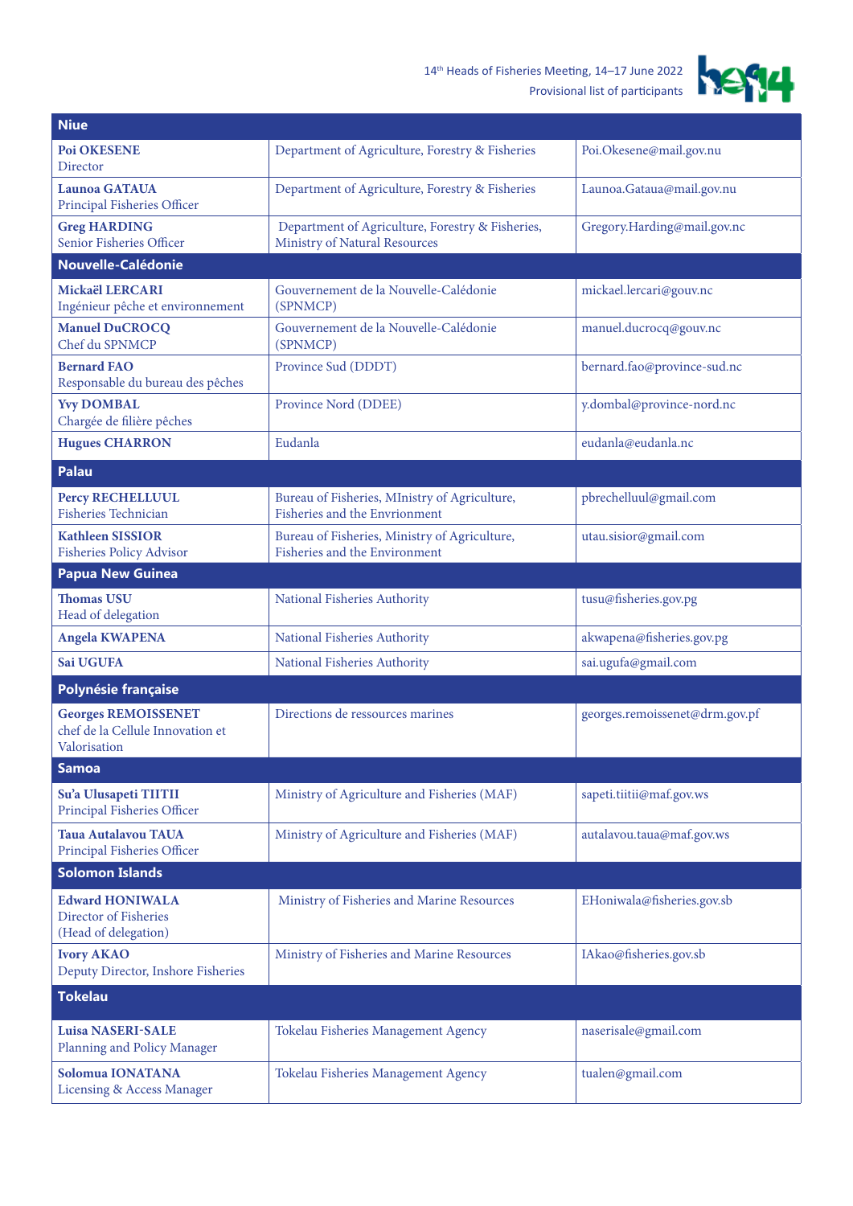| Niue | | |
|---|---|---|
| **Poi OKESENE**<br>Director | Department of Agriculture, Forestry & Fisheries | Poi.Okesene@mail.gov.nu |
| **Launoa GATAUA**<br>Principal Fisheries Officer | Department of Agriculture, Forestry & Fisheries | Launoa.Gataua@mail.gov.nu |
| **Greg HARDING**<br>Senior Fisheries Officer | Department of Agriculture, Forestry & Fisheries, Ministry of Natural Resources | Gregory.Harding@mail.gov.nc |
| **Nouvelle-Calédonie** | | |
| **Mickaël LERCARI**<br>Ingénieur pêche et environnement | Gouvernement de la Nouvelle-Calédonie (SPNMCP) | mickael.lercari@gouv.nc |
| **Manuel DuCROCQ**<br>Chef du SPNMCP | Gouvernement de la Nouvelle-Calédonie (SPNMCP) | manuel.ducrocq@gouv.nc |
| **Bernard FAO**<br>Responsable du bureau des pêches | Province Sud (DDDT) | bernard.fao@province-sud.nc |
| **Yvy DOMBAL**<br>Chargée de filière pêches | Province Nord (DDEE) | y.dombal@province-nord.nc |
| **Hugues CHARRON** | Eudanla | eudanla@eudanla.nc |
| **Palau** | | |
| **Percy RECHELLUUL**<br>Fisheries Technician | Bureau of Fisheries, MInistry of Agriculture, Fisheries and the Envrionment | pbrechelluul@gmail.com |
| **Kathleen SISSIOR**<br>Fisheries Policy Advisor | Bureau of Fisheries, Ministry of Agriculture, Fisheries and the Environment | utau.sisior@gmail.com |
| **Papua New Guinea** | | |
| **Thomas USU**<br>Head of delegation | National Fisheries Authority | tusu@fisheries.gov.pg |
| **Angela KWAPENA** | National Fisheries Authority | akwapena@fisheries.gov.pg |
| **Sai UGUFA** | National Fisheries Authority | sai.ugufa@gmail.com |
| **Polynésie française** | | |
| **Georges REMOISSENET**<br>chef de la Cellule Innovation et Valorisation | Directions de ressources marines | georges.remoissenet@drm.gov.pf |
| **Samoa** | | |
| **Su'a Ulusapeti TIITII**<br>Principal Fisheries Officer | Ministry of Agriculture and Fisheries (MAF) | sapeti.tiitii@maf.gov.ws |
| **Taua Autalavou TAUA**<br>Principal Fisheries Officer | Ministry of Agriculture and Fisheries (MAF) | autalavou.taua@maf.gov.ws |
| **Solomon Islands** | | |
| **Edward HONIWALA**<br>Director of Fisheries<br>(Head of delegation) | Ministry of Fisheries and Marine Resources | EHoniwala@fisheries.gov.sb |
| **Ivory AKAO**<br>Deputy Director, Inshore Fisheries | Ministry of Fisheries and Marine Resources | IAkao@fisheries.gov.sb |
| **Tokelau** | | |
| **Luisa NASERI-SALE**<br>Planning and Policy Manager | Tokelau Fisheries Management Agency | naserisale@gmail.com |
| **Solomua IONATANA**<br>Licensing & Access Manager | Tokelau Fisheries Management Agency | tualen@gmail.com |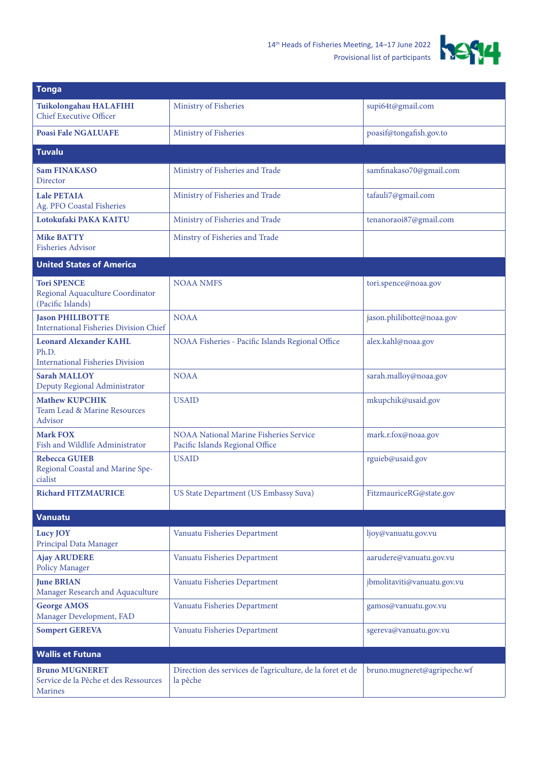| Tonga | | |
|---|---|---|
| **Tuikolongahau HALAFIHI**<br>Chief Executive Officer | Ministry of Fisheries | supi64t@gmail.com |
| **Poasi Fale NGALUAFE** | Ministry of Fisheries | poasif@tongafish.gov.to |
| **Tuvalu** | | |
| **Sam FINAKASO**<br>Director | Ministry of Fisheries and Trade | samfinakaso70@gmail.com |
| **Lale PETAIA**<br>Ag. PFO Coastal Fisheries | Ministry of Fisheries and Trade | tafauli7@gmail.com |
| **Lotokufaki PAKA KAITU** | Ministry of Fisheries and Trade | tenanoraoi87@gmail.com |
| **Mike BATTY**<br>Fisheries Advisor | Minstry of Fisheries and Trade | |
| **United States of America** | | |
| **Tori SPENCE**<br>Regional Aquaculture Coordinator (Pacific Islands) | NOAA NMFS | tori.spence@noaa.gov |
| **Jason PHILIBOTTE**<br>International Fisheries Division Chief | NOAA | jason.philibotte@noaa.gov |
| **Leonard Alexander KAHL**<br>Ph.D.<br>International Fisheries Division | NOAA Fisheries - Pacific Islands Regional Office | alex.kahl@noaa.gov |
| **Sarah MALLOY**<br>Deputy Regional Administrator | NOAA | sarah.malloy@noaa.gov |
| **Mathew KUPCHIK**<br>Team Lead & Marine Resources Advisor | USAID | mkupchik@usaid.gov |
| **Mark FOX**<br>Fish and Wildlife Administrator | NOAA National Marine Fisheries Service Pacific Islands Regional Office | mark.r.fox@noaa.gov |
| **Rebecca GUIEB**<br>Regional Coastal and Marine Specialist | USAID | rguieb@usaid.gov |
| **Richard FITZMAURICE** | US State Department (US Embassy Suva) | FitzmauriceRG@state.gov |
| **Vanuatu** | | |
| **Lucy JOY**<br>Principal Data Manager | Vanuatu Fisheries Department | ljoy@vanuatu.gov.vu |
| **Ajay ARUDERE**<br>Policy Manager | Vanuatu Fisheries Department | aarudere@vanuatu.gov.vu |
| **June BRIAN**<br>Manager Research and Aquaculture | Vanuatu Fisheries Department | jbmolitaviti@vanuatu.gov.vu |
| **George AMOS**<br>Manager Development, FAD | Vanuatu Fisheries Department | gamos@vanuatu.gov.vu |
| **Sompert GEREVA** | Vanuatu Fisheries Department | sgereva@vanuatu.gov.vu |
| **Wallis et Futuna** | | |
| **Bruno MUGNERET**<br>Service de la Pêche et des Ressources Marines | Direction des services de l'agriculture, de la foret et de la pêche | bruno.mugneret@agripeche.wf |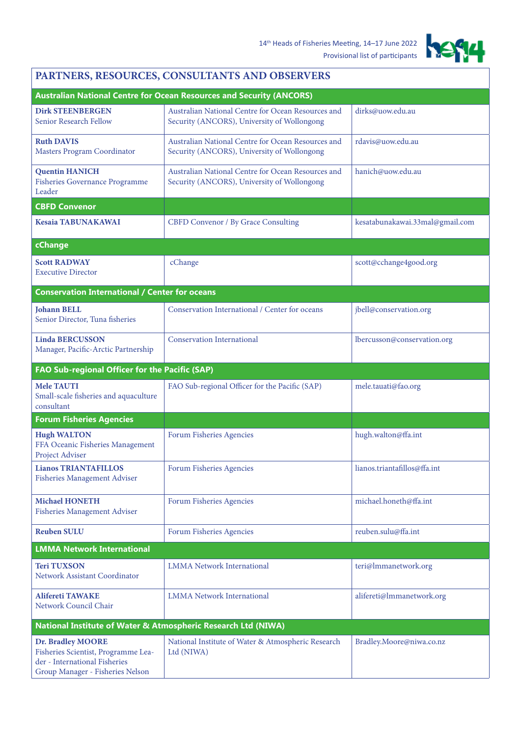## PARTNERS, RESOURCES, CONSULTANTS AND OBSERVERS

| Name / Title | Organisation | Email |
|---|---|---|
| **Australian National Centre for Ocean Resources and Security (ANCORS)** | | |
| **Dirk STEENBERGEN**<br>Senior Research Fellow | Australian National Centre for Ocean Resources and Security (ANCORS), University of Wollongong | dirks@uow.edu.au |
| **Ruth DAVIS**<br>Masters Program Coordinator | Australian National Centre for Ocean Resources and Security (ANCORS), University of Wollongong | rdavis@uow.edu.au |
| **Quentin HANICH**<br>Fisheries Governance Programme Leader | Australian National Centre for Ocean Resources and Security (ANCORS), University of Wollongong | hanich@uow.edu.au |
| **CBFD Convenor** | | |
| **Kesaia TABUNAKAWAI** | CBFD Convenor / By Grace Consulting | kesatabunakawai.33mal@gmail.com |
| **cChange** | | |
| **Scott RADWAY**<br>Executive Director | cChange | scott@cchange4good.org |
| **Conservation International / Center for oceans** | | |
| **Johann BELL**<br>Senior Director, Tuna fisheries | Conservation International / Center for oceans | jbell@conservation.org |
| **Linda BERCUSSON**<br>Manager, Pacific-Arctic Partnership | Conservation International | lbercusson@conservation.org |
| **FAO Sub-regional Officer for the Pacific (SAP)** | | |
| **Mele TAUTI**<br>Small-scale fisheries and aquaculture consultant | FAO Sub-regional Officer for the Pacific (SAP) | mele.tauati@fao.org |
| **Forum Fisheries Agencies** | | |
| **Hugh WALTON**<br>FFA Oceanic Fisheries Management Project Adviser | Forum Fisheries Agencies | hugh.walton@ffa.int |
| **Lianos TRIANTAFILLOS**<br>Fisheries Management Adviser | Forum Fisheries Agencies | lianos.triantafillos@ffa.int |
| **Michael HONETH**<br>Fisheries Management Adviser | Forum Fisheries Agencies | michael.honeth@ffa.int |
| **Reuben SULU** | Forum Fisheries Agencies | reuben.sulu@ffa.int |
| **LMMA Network International** | | |
| **Teri TUXSON**<br>Network Assistant Coordinator | LMMA Network International | teri@lmmanetwork.org |
| **Alifereti TAWAKE**<br>Network Council Chair | LMMA Network International | alifereti@lmmanetwork.org |
| **National Institute of Water & Atmospheric Research Ltd (NIWA)** | | |
| **Dr. Bradley MOORE**<br>Fisheries Scientist, Programme Leader - International Fisheries Group Manager - Fisheries Nelson | National Institute of Water & Atmospheric Research Ltd (NIWA) | Bradley.Moore@niwa.co.nz |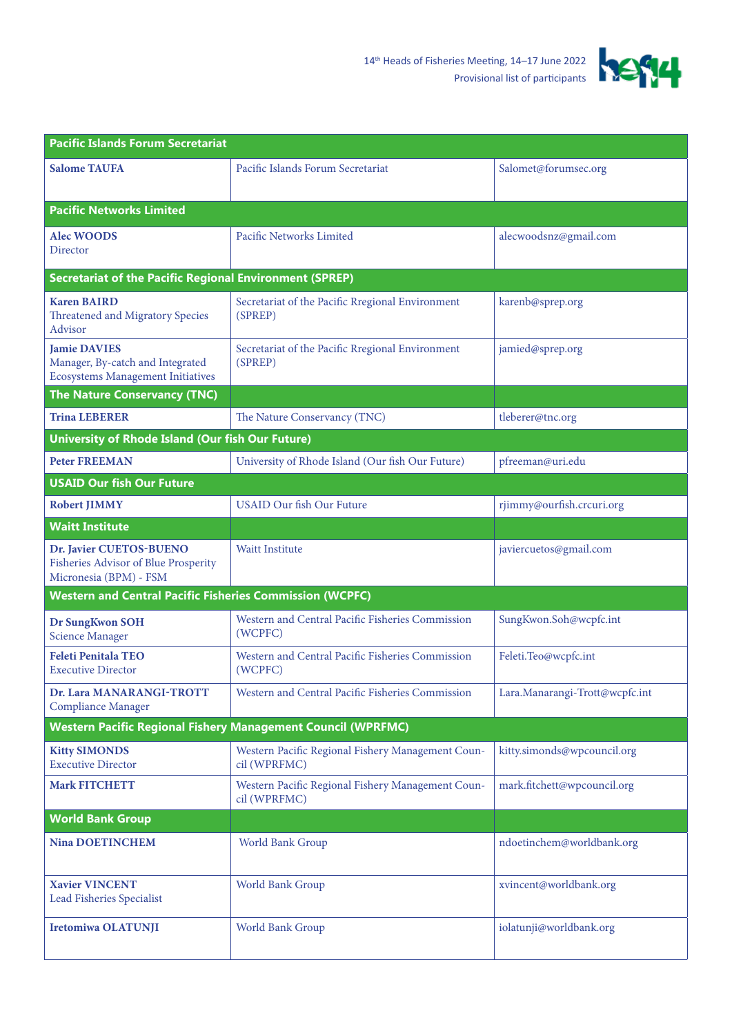| Pacific Islands Forum Secretariat | | |
|---|---|---|
| **Salome TAUFA** | Pacific Islands Forum Secretariat | Salomet@forumsec.org |
| **Pacific Networks Limited** | | |
| **Alec WOODS**<br>Director | Pacific Networks Limited | alecwoodsnz@gmail.com |
| **Secretariat of the Pacific Regional Environment (SPREP)** | | |
| **Karen BAIRD**<br>Threatened and Migratory Species Advisor | Secretariat of the Pacific Rregional Environment (SPREP) | karenb@sprep.org |
| **Jamie DAVIES**<br>Manager, By-catch and Integrated Ecosystems Management Initiatives | Secretariat of the Pacific Rregional Environment (SPREP) | jamied@sprep.org |
| **The Nature Conservancy (TNC)** | | |
| **Trina LEBERER** | The Nature Conservancy (TNC) | tleberer@tnc.org |
| **University of Rhode Island (Our fish Our Future)** | | |
| **Peter FREEMAN** | University of Rhode Island (Our fish Our Future) | pfreeman@uri.edu |
| **USAID Our fish Our Future** | | |
| **Robert JIMMY** | USAID Our fish Our Future | rjimmy@ourfish.crcuri.org |
| **Waitt Institute** | | |
| **Dr. Javier CUETOS-BUENO**<br>Fisheries Advisor of Blue Prosperity Micronesia (BPM) - FSM | Waitt Institute | javiercuetos@gmail.com |
| **Western and Central Pacific Fisheries Commission (WCPFC)** | | |
| **Dr SungKwon SOH**<br>Science Manager | Western and Central Pacific Fisheries Commission (WCPFC) | SungKwon.Soh@wcpfc.int |
| **Feleti Penitala TEO**<br>Executive Director | Western and Central Pacific Fisheries Commission (WCPFC) | Feleti.Teo@wcpfc.int |
| **Dr. Lara MANARANGI-TROTT**<br>Compliance Manager | Western and Central Pacific Fisheries Commission | Lara.Manarangi-Trott@wcpfc.int |
| **Western Pacific Regional Fishery Management Council (WPRFMC)** | | |
| **Kitty SIMONDS**<br>Executive Director | Western Pacific Regional Fishery Management Council (WPRFMC) | kitty.simonds@wpcouncil.org |
| **Mark FITCHETT** | Western Pacific Regional Fishery Management Council (WPRFMC) | mark.fitchett@wpcouncil.org |
| **World Bank Group** | | |
| **Nina DOETINCHEM** | World Bank Group | ndoetinchem@worldbank.org |
| **Xavier VINCENT**<br>Lead Fisheries Specialist | World Bank Group | xvincent@worldbank.org |
| **Iretomiwa OLATUNJI** | World Bank Group | iolatunji@worldbank.org |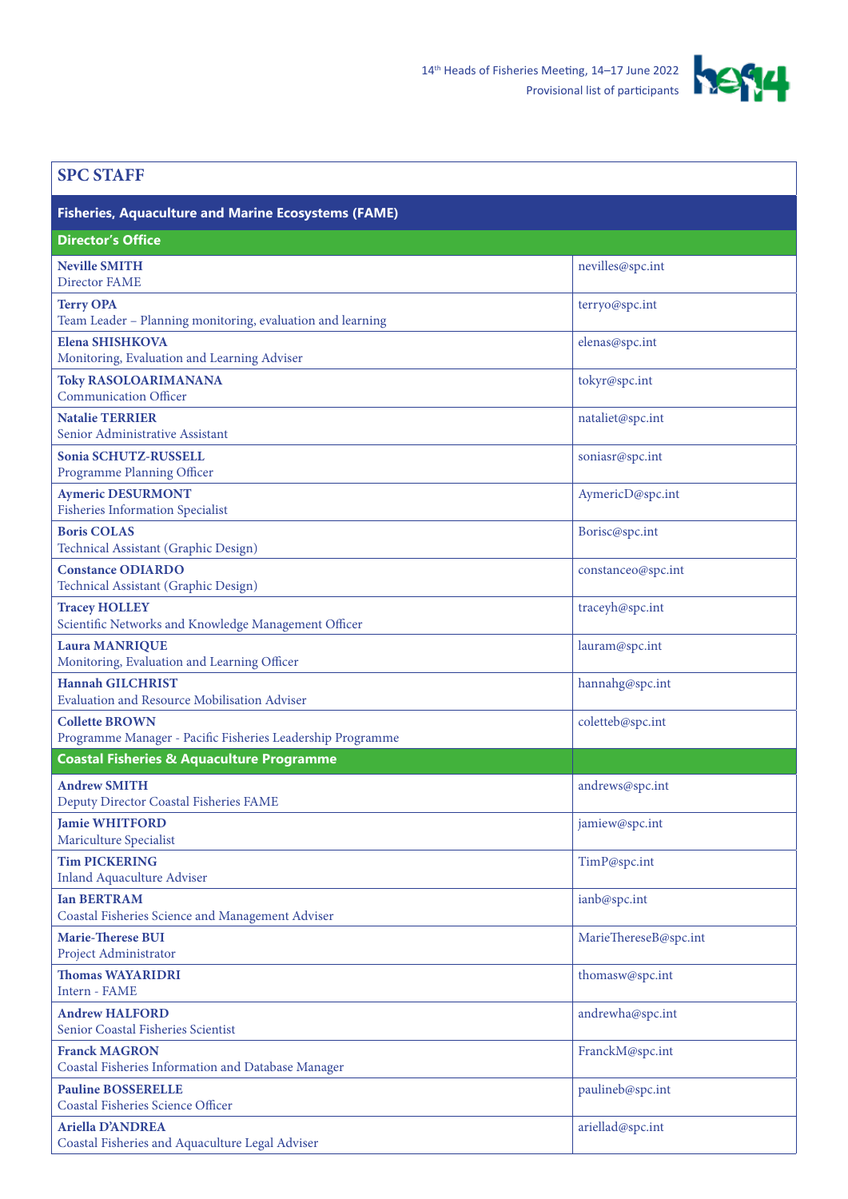## SPC STAFF

### Fisheries, Aquaculture and Marine Ecosystems (FAME)

| Director's Office | |
|---|---|
| **Neville SMITH**<br>Director FAME | nevilles@spc.int |
| **Terry OPA**<br>Team Leader – Planning monitoring, evaluation and learning | terryo@spc.int |
| **Elena SHISHKOVA**<br>Monitoring, Evaluation and Learning Adviser | elenas@spc.int |
| **Toky RASOLOARIMANANA**<br>Communication Officer | tokyr@spc.int |
| **Natalie TERRIER**<br>Senior Administrative Assistant | nataliet@spc.int |
| **Sonia SCHUTZ-RUSSELL**<br>Programme Planning Officer | soniasr@spc.int |
| **Aymeric DESURMONT**<br>Fisheries Information Specialist | AymericD@spc.int |
| **Boris COLAS**<br>Technical Assistant (Graphic Design) | Borisc@spc.int |
| **Constance ODIARDO**<br>Technical Assistant (Graphic Design) | constanceo@spc.int |
| **Tracey HOLLEY**<br>Scientific Networks and Knowledge Management Officer | traceyh@spc.int |
| **Laura MANRIQUE**<br>Monitoring, Evaluation and Learning Officer | lauram@spc.int |
| **Hannah GILCHRIST**<br>Evaluation and Resource Mobilisation Adviser | hannahg@spc.int |
| **Collette BROWN**<br>Programme Manager - Pacific Fisheries Leadership Programme | coletteb@spc.int |
| **Coastal Fisheries & Aquaculture Programme** | |
| **Andrew SMITH**<br>Deputy Director Coastal Fisheries FAME | andrews@spc.int |
| **Jamie WHITFORD**<br>Mariculture Specialist | jamiew@spc.int |
| **Tim PICKERING**<br>Inland Aquaculture Adviser | TimP@spc.int |
| **Ian BERTRAM**<br>Coastal Fisheries Science and Management Adviser | ianb@spc.int |
| **Marie-Therese BUI**<br>Project Administrator | MarieThereseB@spc.int |
| **Thomas WAYARIDRI**<br>Intern - FAME | thomasw@spc.int |
| **Andrew HALFORD**<br>Senior Coastal Fisheries Scientist | andrewha@spc.int |
| **Franck MAGRON**<br>Coastal Fisheries Information and Database Manager | FranckM@spc.int |
| **Pauline BOSSERELLE**<br>Coastal Fisheries Science Officer | paulineb@spc.int |
| **Ariella D'ANDREA**<br>Coastal Fisheries and Aquaculture Legal Adviser | ariellad@spc.int |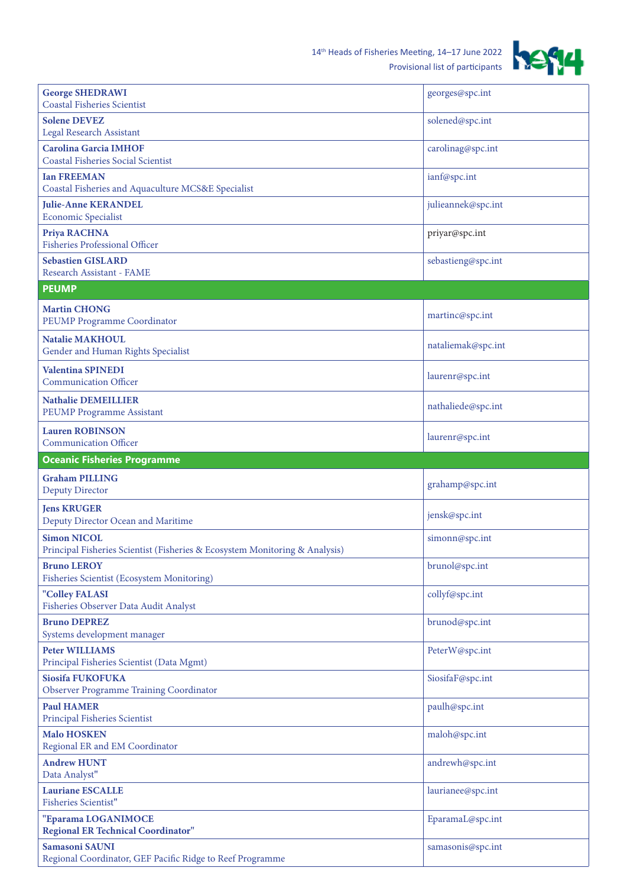| | |
|---|---|
| **George SHEDRAWI**<br>Coastal Fisheries Scientist | georges@spc.int |
| **Solene DEVEZ**<br>Legal Research Assistant | solened@spc.int |
| **Carolina Garcia IMHOF**<br>Coastal Fisheries Social Scientist | carolinag@spc.int |
| **Ian FREEMAN**<br>Coastal Fisheries and Aquaculture MCS&E Specialist | ianf@spc.int |
| **Julie-Anne KERANDEL**<br>Economic Specialist | julieannek@spc.int |
| **Priya RACHNA**<br>Fisheries Professional Officer | priyar@spc.int |
| **Sebastien GISLARD**<br>Research Assistant - FAME | sebastieng@spc.int |
| **PEUMP** | |
| **Martin CHONG**<br>PEUMP Programme Coordinator | martinc@spc.int |
| **Natalie MAKHOUL**<br>Gender and Human Rights Specialist | nataliemak@spc.int |
| **Valentina SPINEDI**<br>Communication Officer | laurenr@spc.int |
| **Nathalie DEMEILLIER**<br>PEUMP Programme Assistant | nathaliede@spc.int |
| **Lauren ROBINSON**<br>Communication Officer | laurenr@spc.int |
| **Oceanic Fisheries Programme** | |
| **Graham PILLING**<br>Deputy Director | grahamp@spc.int |
| **Jens KRUGER**<br>Deputy Director Ocean and Maritime | jensk@spc.int |
| **Simon NICOL**<br>Principal Fisheries Scientist (Fisheries & Ecosystem Monitoring & Analysis) | simonn@spc.int |
| **Bruno LEROY**<br>Fisheries Scientist (Ecosystem Monitoring) | brunol@spc.int |
| **"Colley FALASI**<br>Fisheries Observer Data Audit Analyst | collyf@spc.int |
| **Bruno DEPREZ**<br>Systems development manager | brunod@spc.int |
| **Peter WILLIAMS**<br>Principal Fisheries Scientist (Data Mgmt) | PeterW@spc.int |
| **Siosifa FUKOFUKA**<br>Observer Programme Training Coordinator | SiosifaF@spc.int |
| **Paul HAMER**<br>Principal Fisheries Scientist | paulh@spc.int |
| **Malo HOSKEN**<br>Regional ER and EM Coordinator | maloh@spc.int |
| **Andrew HUNT**<br>Data Analyst" | andrewh@spc.int |
| **Lauriane ESCALLE**<br>Fisheries Scientist" | laurianee@spc.int |
| **"Eparama LOGANIMOCE**<br>**Regional ER Technical Coordinator"** | EparamaL@spc.int |
| **Samasoni SAUNI**<br>Regional Coordinator, GEF Pacific Ridge to Reef Programme | samasonis@spc.int |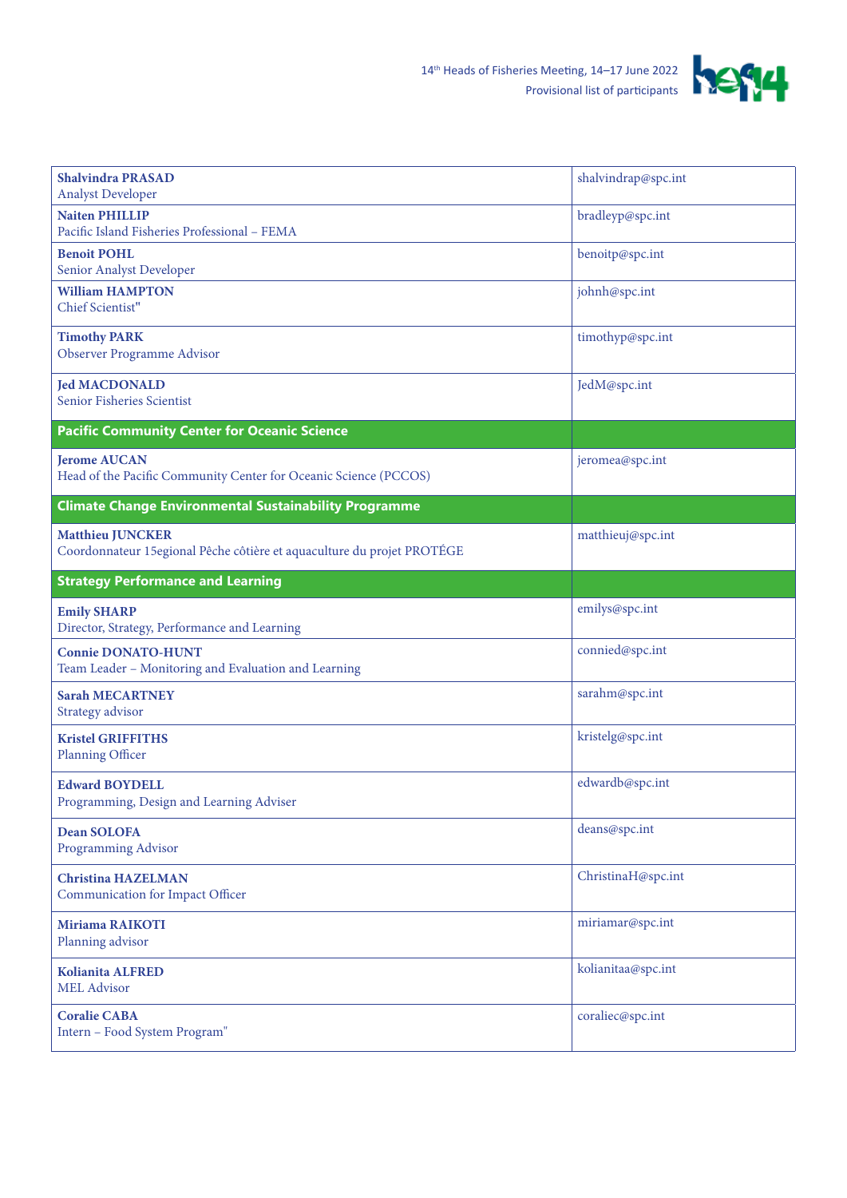| | |
|---|---|
| **Shalvindra PRASAD**<br>Analyst Developer | shalvindrap@spc.int |
| **Naiten PHILLIP**<br>Pacific Island Fisheries Professional – FEMA | bradleyp@spc.int |
| **Benoit POHL**<br>Senior Analyst Developer | benoitp@spc.int |
| **William HAMPTON**<br>Chief Scientist" | johnh@spc.int |
| **Timothy PARK**<br>Observer Programme Advisor | timothyp@spc.int |
| **Jed MACDONALD**<br>Senior Fisheries Scientist | JedM@spc.int |
| **Pacific Community Center for Oceanic Science** | |
| **Jerome AUCAN**<br>Head of the Pacific Community Center for Oceanic Science (PCCOS) | jeromea@spc.int |
| **Climate Change Environmental Sustainability Programme** | |
| **Matthieu JUNCKER**<br>Coordonnateur 15egional Pêche côtière et aquaculture du projet PROTÉGE | matthieuj@spc.int |
| **Strategy Performance and Learning** | |
| **Emily SHARP**<br>Director, Strategy, Performance and Learning | emilys@spc.int |
| **Connie DONATO-HUNT**<br>Team Leader – Monitoring and Evaluation and Learning | connied@spc.int |
| **Sarah MECARTNEY**<br>Strategy advisor | sarahm@spc.int |
| **Kristel GRIFFITHS**<br>Planning Officer | kristelg@spc.int |
| **Edward BOYDELL**<br>Programming, Design and Learning Adviser | edwardb@spc.int |
| **Dean SOLOFA**<br>Programming Advisor | deans@spc.int |
| **Christina HAZELMAN**<br>Communication for Impact Officer | ChristinaH@spc.int |
| **Miriama RAIKOTI**<br>Planning advisor | miriamar@spc.int |
| **Kolianita ALFRED**<br>MEL Advisor | kolianitaa@spc.int |
| **Coralie CABA**<br>Intern – Food System Program" | coraliec@spc.int |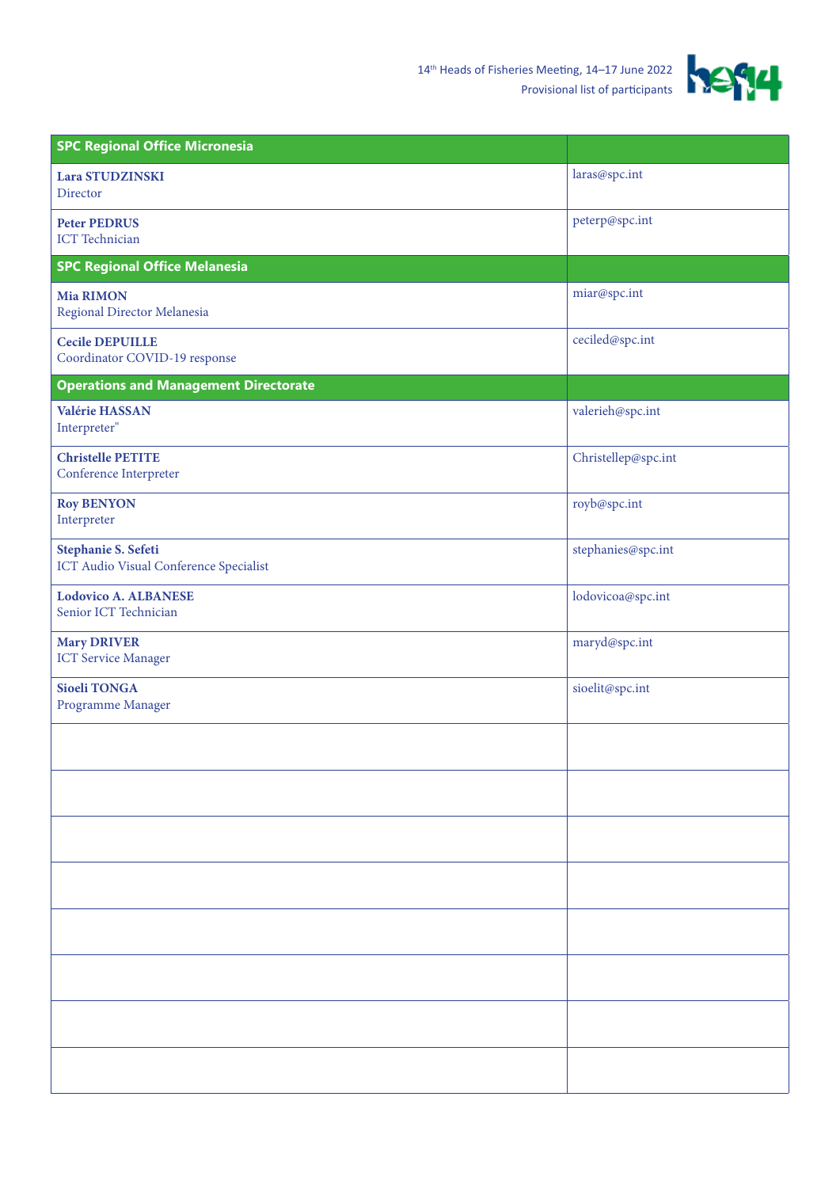| SPC Regional Office Micronesia | |
|---|---|
| **Lara STUDZINSKI**<br>Director | laras@spc.int |
| **Peter PEDRUS**<br>ICT Technician | peterp@spc.int |
| **SPC Regional Office Melanesia** | |
| **Mia RIMON**<br>Regional Director Melanesia | miar@spc.int |
| **Cecile DEPUILLE**<br>Coordinator COVID-19 response | ceciled@spc.int |
| **Operations and Management Directorate** | |
| **Valérie HASSAN**<br>Interpreter" | valerieh@spc.int |
| **Christelle PETITE**<br>Conference Interpreter | Christellep@spc.int |
| **Roy BENYON**<br>Interpreter | royb@spc.int |
| **Stephanie S. Sefeti**<br>ICT Audio Visual Conference Specialist | stephanies@spc.int |
| **Lodovico A. ALBANESE**<br>Senior ICT Technician | lodovicoa@spc.int |
| **Mary DRIVER**<br>ICT Service Manager | maryd@spc.int |
| **Sioeli TONGA**<br>Programme Manager | sioelit@spc.int |
| | |
| | |
| | |
| | |
| | |
| | |
| | |
| | |